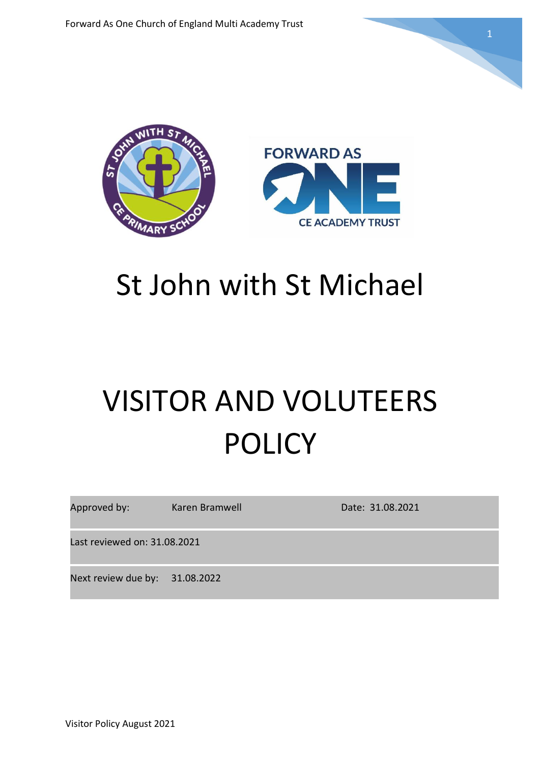# St John with St Michael

# VISITOR AND VOLUTEERS POLICY

| Approved by: | Karen Bramwell | Date: 31.08.2021 |
|---|---|---|
| Last reviewed on: 31.08.2021 | | |
| Next review due by: | 31.08.2022 | |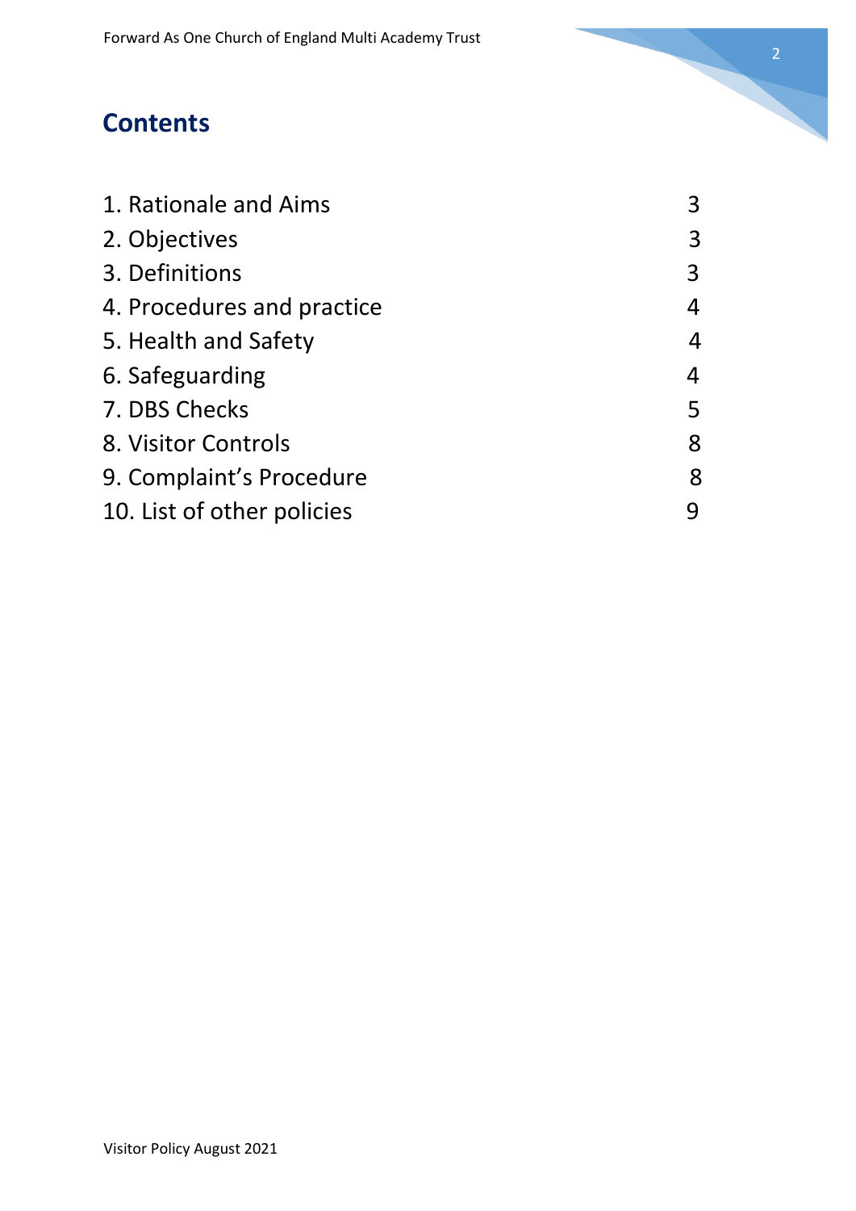## Contents

| | |
|---|---|
| 1. Rationale and Aims | 3 |
| 2. Objectives | 3 |
| 3. Definitions | 3 |
| 4. Procedures and practice | 4 |
| 5. Health and Safety | 4 |
| 6. Safeguarding | 4 |
| 7. DBS Checks | 5 |
| 8. Visitor Controls | 8 |
| 9. Complaint's Procedure | 8 |
| 10. List of other policies | 9 |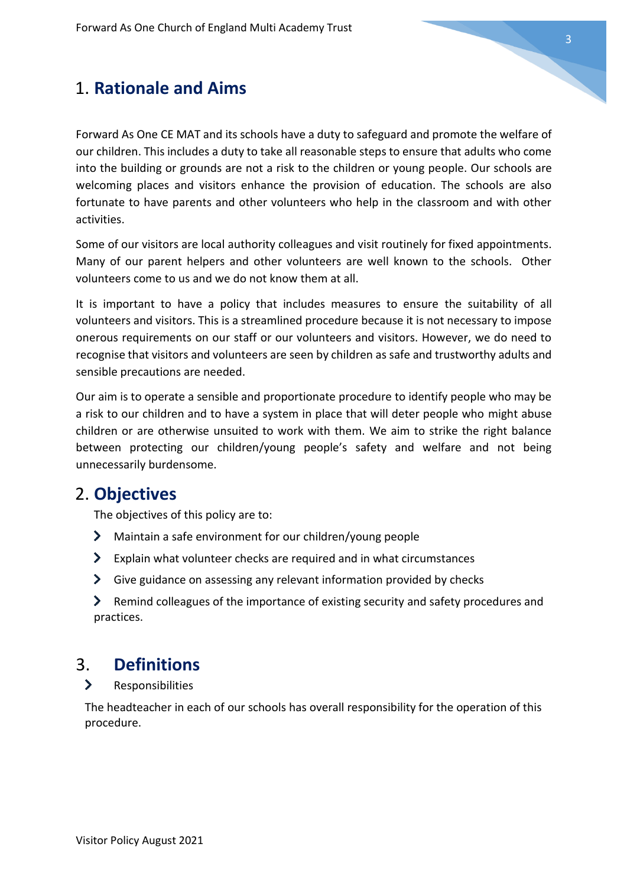## 1. **Rationale and Aims**

Forward As One CE MAT and its schools have a duty to safeguard and promote the welfare of our children. This includes a duty to take all reasonable steps to ensure that adults who come into the building or grounds are not a risk to the children or young people. Our schools are welcoming places and visitors enhance the provision of education. The schools are also fortunate to have parents and other volunteers who help in the classroom and with other activities.

Some of our visitors are local authority colleagues and visit routinely for fixed appointments. Many of our parent helpers and other volunteers are well known to the schools. Other volunteers come to us and we do not know them at all.

It is important to have a policy that includes measures to ensure the suitability of all volunteers and visitors. This is a streamlined procedure because it is not necessary to impose onerous requirements on our staff or our volunteers and visitors. However, we do need to recognise that visitors and volunteers are seen by children as safe and trustworthy adults and sensible precautions are needed.

Our aim is to operate a sensible and proportionate procedure to identify people who may be a risk to our children and to have a system in place that will deter people who might abuse children or are otherwise unsuited to work with them. We aim to strike the right balance between protecting our children/young people's safety and welfare and not being unnecessarily burdensome.

## 2. **Objectives**

The objectives of this policy are to:

- Maintain a safe environment for our children/young people
- Explain what volunteer checks are required and in what circumstances
- Give guidance on assessing any relevant information provided by checks
- Remind colleagues of the importance of existing security and safety procedures and practices.

## 3. **Definitions**

- Responsibilities

The headteacher in each of our schools has overall responsibility for the operation of this procedure.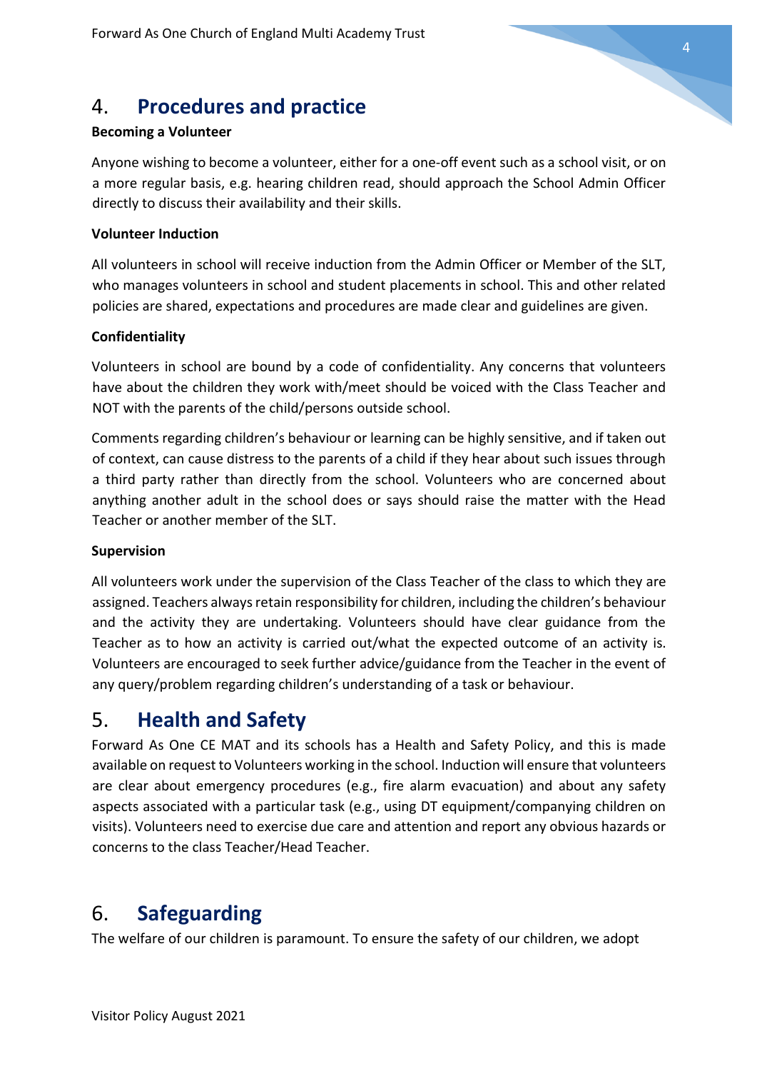## 4. **Procedures and practice**

**Becoming a Volunteer**

Anyone wishing to become a volunteer, either for a one-off event such as a school visit, or on a more regular basis, e.g. hearing children read, should approach the School Admin Officer directly to discuss their availability and their skills.

**Volunteer Induction**

All volunteers in school will receive induction from the Admin Officer or Member of the SLT, who manages volunteers in school and student placements in school. This and other related policies are shared, expectations and procedures are made clear and guidelines are given.

**Confidentiality**

Volunteers in school are bound by a code of confidentiality. Any concerns that volunteers have about the children they work with/meet should be voiced with the Class Teacher and NOT with the parents of the child/persons outside school.

Comments regarding children's behaviour or learning can be highly sensitive, and if taken out of context, can cause distress to the parents of a child if they hear about such issues through a third party rather than directly from the school. Volunteers who are concerned about anything another adult in the school does or says should raise the matter with the Head Teacher or another member of the SLT.

**Supervision**

All volunteers work under the supervision of the Class Teacher of the class to which they are assigned. Teachers always retain responsibility for children, including the children's behaviour and the activity they are undertaking. Volunteers should have clear guidance from the Teacher as to how an activity is carried out/what the expected outcome of an activity is. Volunteers are encouraged to seek further advice/guidance from the Teacher in the event of any query/problem regarding children's understanding of a task or behaviour.

## 5. **Health and Safety**

Forward As One CE MAT and its schools has a Health and Safety Policy, and this is made available on request to Volunteers working in the school. Induction will ensure that volunteers are clear about emergency procedures (e.g., fire alarm evacuation) and about any safety aspects associated with a particular task (e.g., using DT equipment/companying children on visits). Volunteers need to exercise due care and attention and report any obvious hazards or concerns to the class Teacher/Head Teacher.

## 6. **Safeguarding**

The welfare of our children is paramount. To ensure the safety of our children, we adopt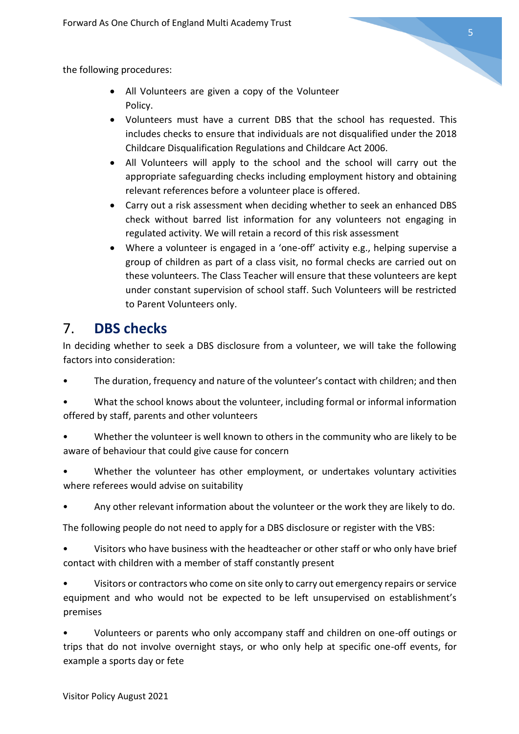the following procedures:

- All Volunteers are given a copy of the Volunteer Policy.
- Volunteers must have a current DBS that the school has requested. This includes checks to ensure that individuals are not disqualified under the 2018 Childcare Disqualification Regulations and Childcare Act 2006.
- All Volunteers will apply to the school and the school will carry out the appropriate safeguarding checks including employment history and obtaining relevant references before a volunteer place is offered.
- Carry out a risk assessment when deciding whether to seek an enhanced DBS check without barred list information for any volunteers not engaging in regulated activity. We will retain a record of this risk assessment
- Where a volunteer is engaged in a 'one-off' activity e.g., helping supervise a group of children as part of a class visit, no formal checks are carried out on these volunteers. The Class Teacher will ensure that these volunteers are kept under constant supervision of school staff. Such Volunteers will be restricted to Parent Volunteers only.

## 7. DBS checks

In deciding whether to seek a DBS disclosure from a volunteer, we will take the following factors into consideration:

- The duration, frequency and nature of the volunteer's contact with children; and then
- What the school knows about the volunteer, including formal or informal information offered by staff, parents and other volunteers
- Whether the volunteer is well known to others in the community who are likely to be aware of behaviour that could give cause for concern
- Whether the volunteer has other employment, or undertakes voluntary activities where referees would advise on suitability
- Any other relevant information about the volunteer or the work they are likely to do.

The following people do not need to apply for a DBS disclosure or register with the VBS:

- Visitors who have business with the headteacher or other staff or who only have brief contact with children with a member of staff constantly present
- Visitors or contractors who come on site only to carry out emergency repairs or service equipment and who would not be expected to be left unsupervised on establishment's premises
- Volunteers or parents who only accompany staff and children on one-off outings or trips that do not involve overnight stays, or who only help at specific one-off events, for example a sports day or fete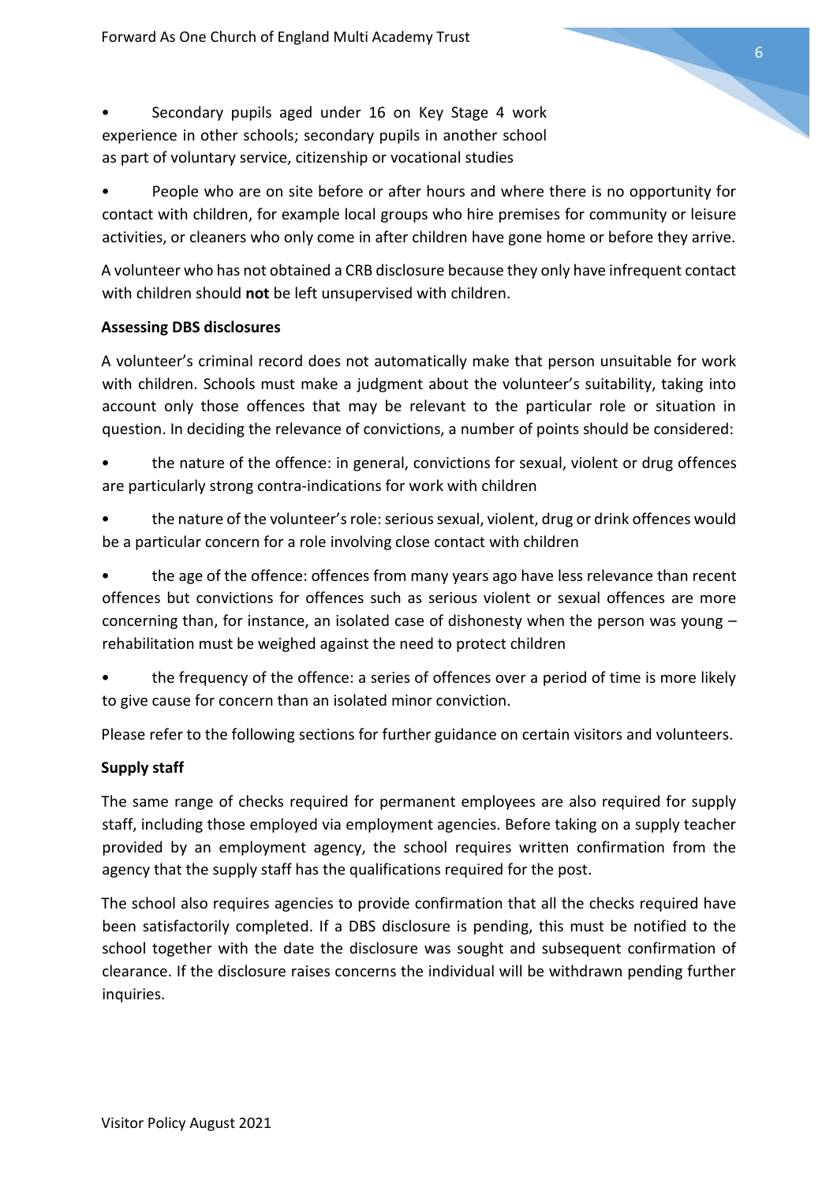- Secondary pupils aged under 16 on Key Stage 4 work experience in other schools; secondary pupils in another school as part of voluntary service, citizenship or vocational studies
- People who are on site before or after hours and where there is no opportunity for contact with children, for example local groups who hire premises for community or leisure activities, or cleaners who only come in after children have gone home or before they arrive.

A volunteer who has not obtained a CRB disclosure because they only have infrequent contact with children should **not** be left unsupervised with children.

**Assessing DBS disclosures**

A volunteer's criminal record does not automatically make that person unsuitable for work with children. Schools must make a judgment about the volunteer's suitability, taking into account only those offences that may be relevant to the particular role or situation in question. In deciding the relevance of convictions, a number of points should be considered:

- the nature of the offence: in general, convictions for sexual, violent or drug offences are particularly strong contra-indications for work with children
- the nature of the volunteer's role: serious sexual, violent, drug or drink offences would be a particular concern for a role involving close contact with children
- the age of the offence: offences from many years ago have less relevance than recent offences but convictions for offences such as serious violent or sexual offences are more concerning than, for instance, an isolated case of dishonesty when the person was young – rehabilitation must be weighed against the need to protect children
- the frequency of the offence: a series of offences over a period of time is more likely to give cause for concern than an isolated minor conviction.

Please refer to the following sections for further guidance on certain visitors and volunteers.

**Supply staff**

The same range of checks required for permanent employees are also required for supply staff, including those employed via employment agencies. Before taking on a supply teacher provided by an employment agency, the school requires written confirmation from the agency that the supply staff has the qualifications required for the post.

The school also requires agencies to provide confirmation that all the checks required have been satisfactorily completed. If a DBS disclosure is pending, this must be notified to the school together with the date the disclosure was sought and subsequent confirmation of clearance. If the disclosure raises concerns the individual will be withdrawn pending further inquiries.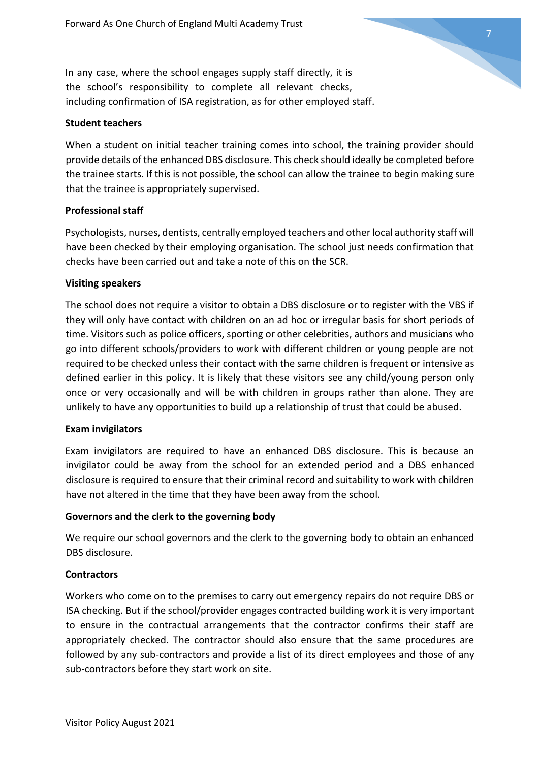In any case, where the school engages supply staff directly, it is the school's responsibility to complete all relevant checks, including confirmation of ISA registration, as for other employed staff.

**Student teachers**

When a student on initial teacher training comes into school, the training provider should provide details of the enhanced DBS disclosure. This check should ideally be completed before the trainee starts. If this is not possible, the school can allow the trainee to begin making sure that the trainee is appropriately supervised.

**Professional staff**

Psychologists, nurses, dentists, centrally employed teachers and other local authority staff will have been checked by their employing organisation. The school just needs confirmation that checks have been carried out and take a note of this on the SCR.

**Visiting speakers**

The school does not require a visitor to obtain a DBS disclosure or to register with the VBS if they will only have contact with children on an ad hoc or irregular basis for short periods of time. Visitors such as police officers, sporting or other celebrities, authors and musicians who go into different schools/providers to work with different children or young people are not required to be checked unless their contact with the same children is frequent or intensive as defined earlier in this policy. It is likely that these visitors see any child/young person only once or very occasionally and will be with children in groups rather than alone. They are unlikely to have any opportunities to build up a relationship of trust that could be abused.

**Exam invigilators**

Exam invigilators are required to have an enhanced DBS disclosure. This is because an invigilator could be away from the school for an extended period and a DBS enhanced disclosure is required to ensure that their criminal record and suitability to work with children have not altered in the time that they have been away from the school.

**Governors and the clerk to the governing body**

We require our school governors and the clerk to the governing body to obtain an enhanced DBS disclosure.

**Contractors**

Workers who come on to the premises to carry out emergency repairs do not require DBS or ISA checking. But if the school/provider engages contracted building work it is very important to ensure in the contractual arrangements that the contractor confirms their staff are appropriately checked. The contractor should also ensure that the same procedures are followed by any sub-contractors and provide a list of its direct employees and those of any sub-contractors before they start work on site.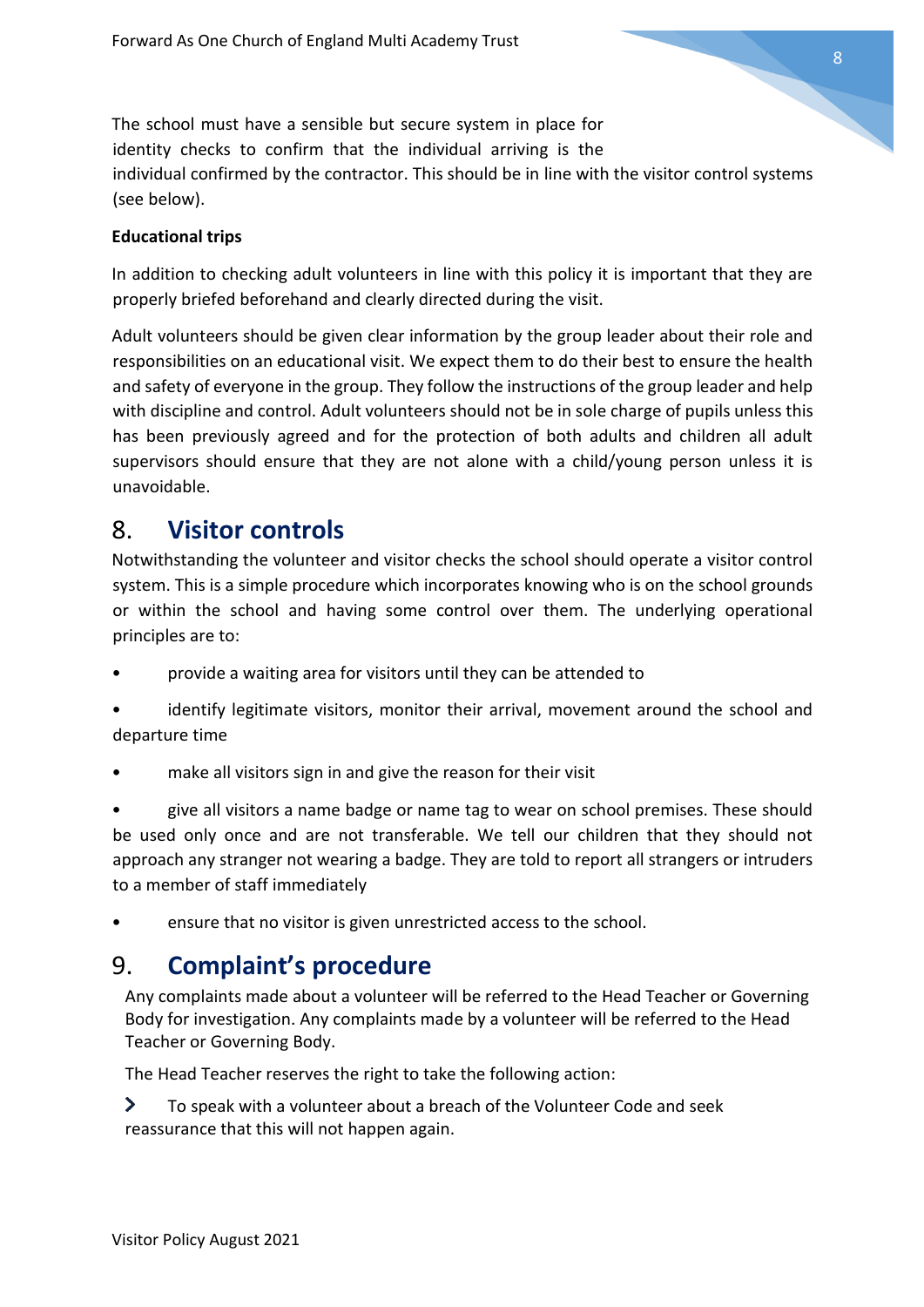The school must have a sensible but secure system in place for identity checks to confirm that the individual arriving is the individual confirmed by the contractor. This should be in line with the visitor control systems (see below).

**Educational trips**

In addition to checking adult volunteers in line with this policy it is important that they are properly briefed beforehand and clearly directed during the visit.

Adult volunteers should be given clear information by the group leader about their role and responsibilities on an educational visit. We expect them to do their best to ensure the health and safety of everyone in the group. They follow the instructions of the group leader and help with discipline and control. Adult volunteers should not be in sole charge of pupils unless this has been previously agreed and for the protection of both adults and children all adult supervisors should ensure that they are not alone with a child/young person unless it is unavoidable.

## 8. Visitor controls

Notwithstanding the volunteer and visitor checks the school should operate a visitor control system. This is a simple procedure which incorporates knowing who is on the school grounds or within the school and having some control over them. The underlying operational principles are to:

- provide a waiting area for visitors until they can be attended to
- identify legitimate visitors, monitor their arrival, movement around the school and departure time
- make all visitors sign in and give the reason for their visit
- give all visitors a name badge or name tag to wear on school premises. These should be used only once and are not transferable. We tell our children that they should not approach any stranger not wearing a badge. They are told to report all strangers or intruders to a member of staff immediately
- ensure that no visitor is given unrestricted access to the school.

## 9. Complaint's procedure

Any complaints made about a volunteer will be referred to the Head Teacher or Governing Body for investigation. Any complaints made by a volunteer will be referred to the Head Teacher or Governing Body.

The Head Teacher reserves the right to take the following action:

- To speak with a volunteer about a breach of the Volunteer Code and seek reassurance that this will not happen again.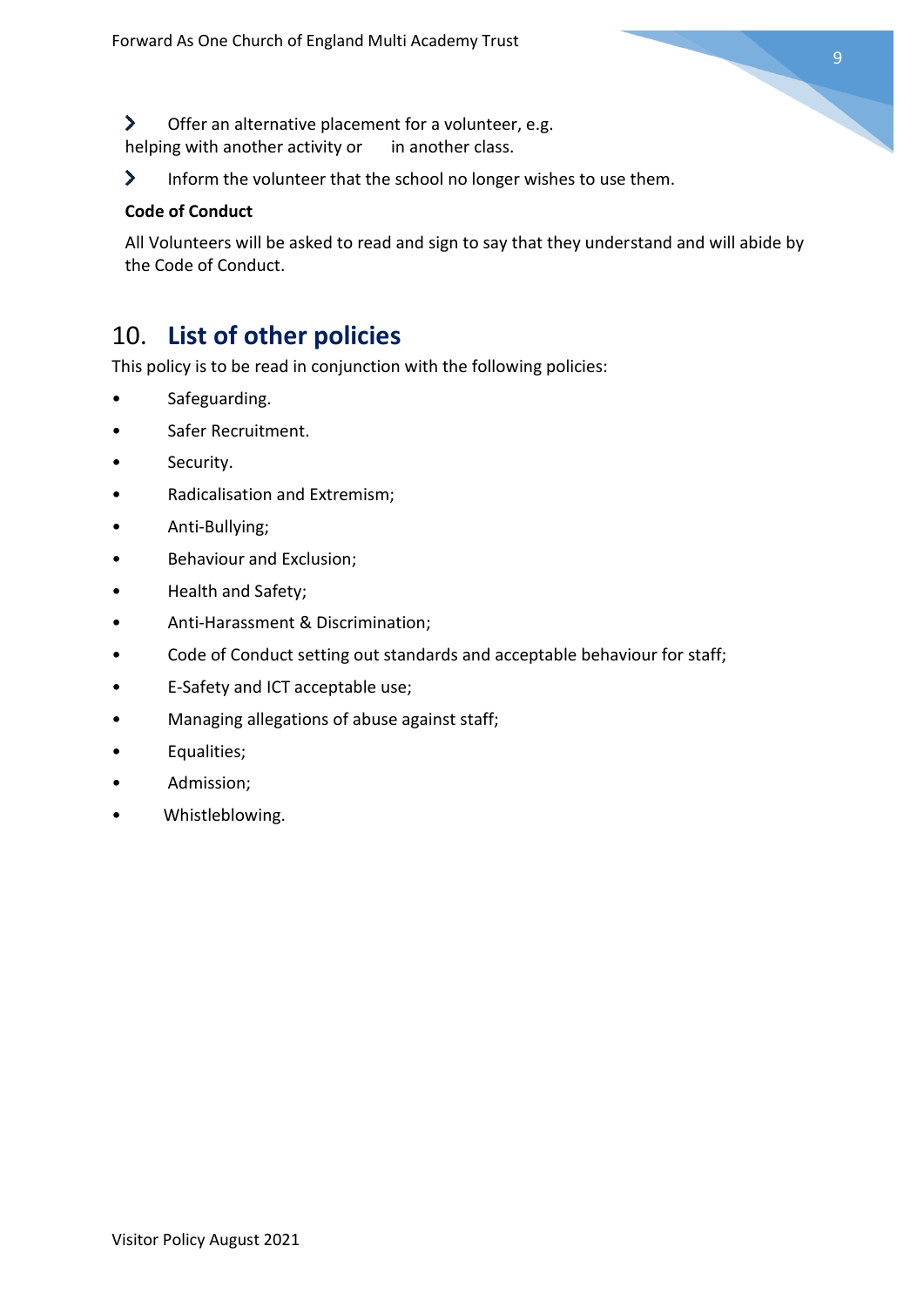- Offer an alternative placement for a volunteer, e.g. helping with another activity or in another class.
- Inform the volunteer that the school no longer wishes to use them.

**Code of Conduct**

All Volunteers will be asked to read and sign to say that they understand and will abide by the Code of Conduct.

## 10. List of other policies

This policy is to be read in conjunction with the following policies:

- Safeguarding.
- Safer Recruitment.
- Security.
- Radicalisation and Extremism;
- Anti-Bullying;
- Behaviour and Exclusion;
- Health and Safety;
- Anti-Harassment & Discrimination;
- Code of Conduct setting out standards and acceptable behaviour for staff;
- E-Safety and ICT acceptable use;
- Managing allegations of abuse against staff;
- Equalities;
- Admission;
- Whistleblowing.